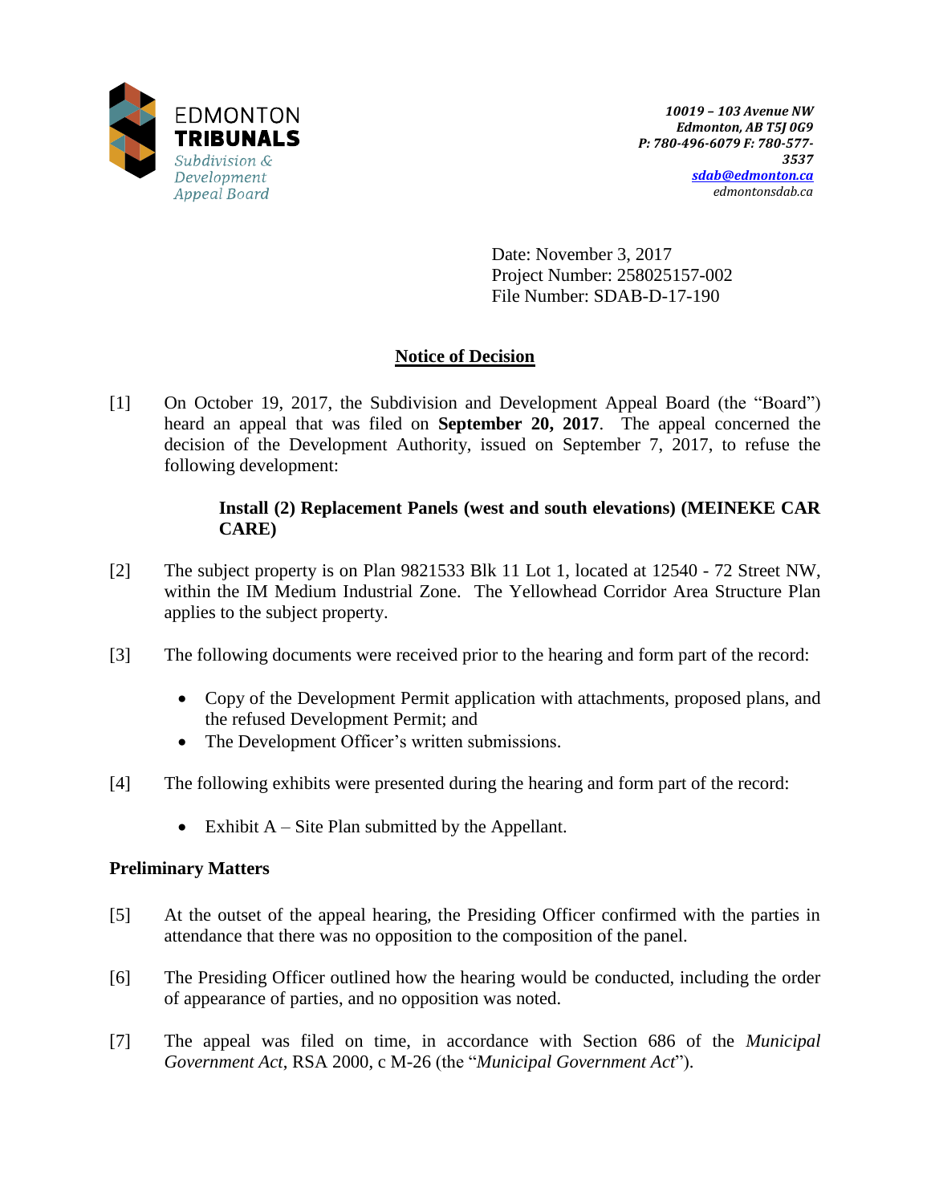EDMONTON **TRIBUNALS**
*Subdivision & Development Appeal Board*

***10019 – 103 Avenue NW***
***Edmonton, AB T5J 0G9***
***P: 780-496-6079 F: 780-577-3537***
***sdab@edmonton.ca***
*edmontonsdab.ca*

Date: November 3, 2017
Project Number: 258025157-002
File Number: SDAB-D-17-190

## Notice of Decision

[1] On October 19, 2017, the Subdivision and Development Appeal Board (the "Board") heard an appeal that was filed on **September 20, 2017**. The appeal concerned the decision of the Development Authority, issued on September 7, 2017, to refuse the following development:

> **Install (2) Replacement Panels (west and south elevations) (MEINEKE CAR CARE)**

[2] The subject property is on Plan 9821533 Blk 11 Lot 1, located at 12540 - 72 Street NW, within the IM Medium Industrial Zone. The Yellowhead Corridor Area Structure Plan applies to the subject property.

[3] The following documents were received prior to the hearing and form part of the record:

- Copy of the Development Permit application with attachments, proposed plans, and the refused Development Permit; and
- The Development Officer's written submissions.

[4] The following exhibits were presented during the hearing and form part of the record:

- Exhibit A – Site Plan submitted by the Appellant.

### Preliminary Matters

[5] At the outset of the appeal hearing, the Presiding Officer confirmed with the parties in attendance that there was no opposition to the composition of the panel.

[6] The Presiding Officer outlined how the hearing would be conducted, including the order of appearance of parties, and no opposition was noted.

[7] The appeal was filed on time, in accordance with Section 686 of the *Municipal Government Act*, RSA 2000, c M-26 (the "*Municipal Government Act*").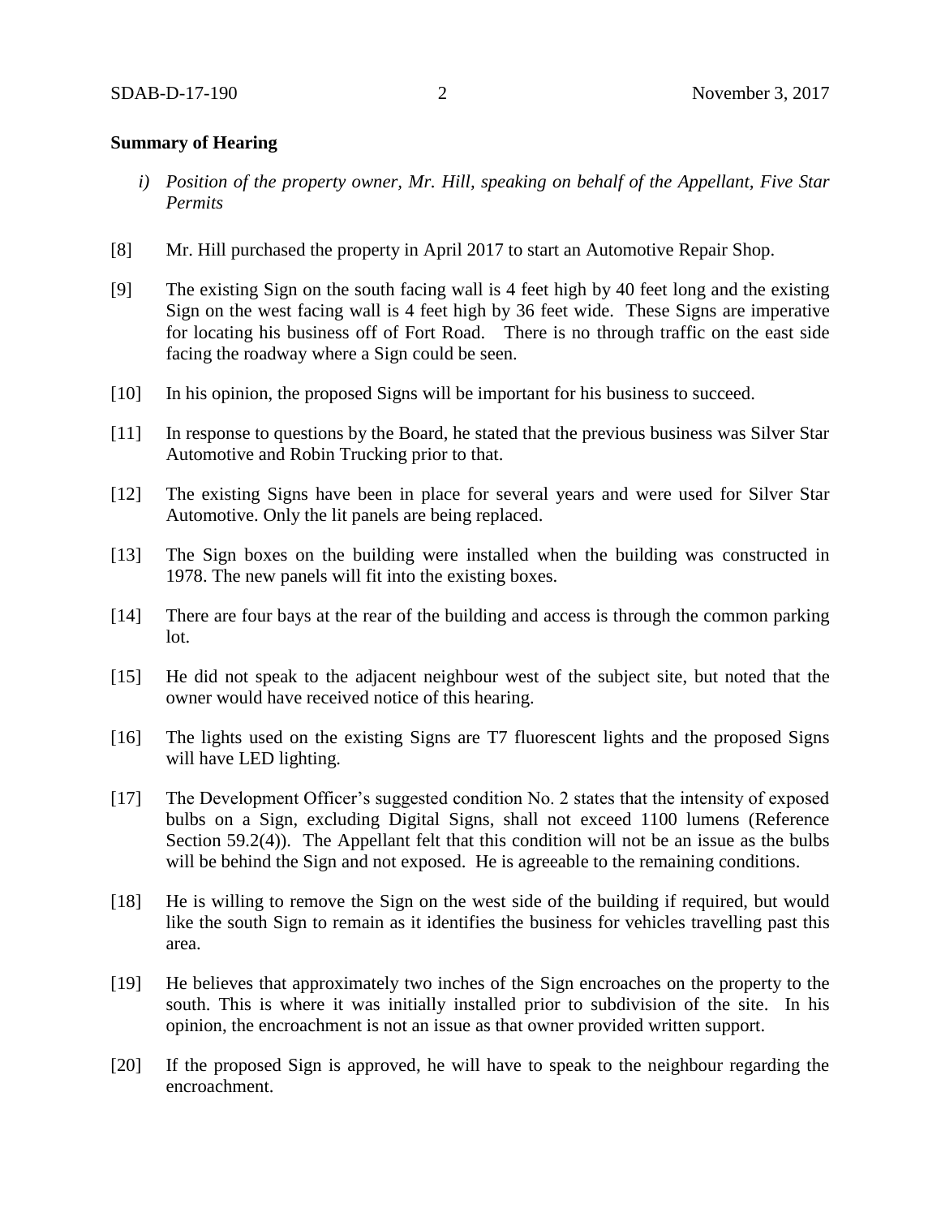**Summary of Hearing**

*i) Position of the property owner, Mr. Hill, speaking on behalf of the Appellant, Five Star Permits*

[8] Mr. Hill purchased the property in April 2017 to start an Automotive Repair Shop.

[9] The existing Sign on the south facing wall is 4 feet high by 40 feet long and the existing Sign on the west facing wall is 4 feet high by 36 feet wide. These Signs are imperative for locating his business off of Fort Road. There is no through traffic on the east side facing the roadway where a Sign could be seen.

[10] In his opinion, the proposed Signs will be important for his business to succeed.

[11] In response to questions by the Board, he stated that the previous business was Silver Star Automotive and Robin Trucking prior to that.

[12] The existing Signs have been in place for several years and were used for Silver Star Automotive. Only the lit panels are being replaced.

[13] The Sign boxes on the building were installed when the building was constructed in 1978. The new panels will fit into the existing boxes.

[14] There are four bays at the rear of the building and access is through the common parking lot.

[15] He did not speak to the adjacent neighbour west of the subject site, but noted that the owner would have received notice of this hearing.

[16] The lights used on the existing Signs are T7 fluorescent lights and the proposed Signs will have LED lighting.

[17] The Development Officer's suggested condition No. 2 states that the intensity of exposed bulbs on a Sign, excluding Digital Signs, shall not exceed 1100 lumens (Reference Section 59.2(4)). The Appellant felt that this condition will not be an issue as the bulbs will be behind the Sign and not exposed. He is agreeable to the remaining conditions.

[18] He is willing to remove the Sign on the west side of the building if required, but would like the south Sign to remain as it identifies the business for vehicles travelling past this area.

[19] He believes that approximately two inches of the Sign encroaches on the property to the south. This is where it was initially installed prior to subdivision of the site. In his opinion, the encroachment is not an issue as that owner provided written support.

[20] If the proposed Sign is approved, he will have to speak to the neighbour regarding the encroachment.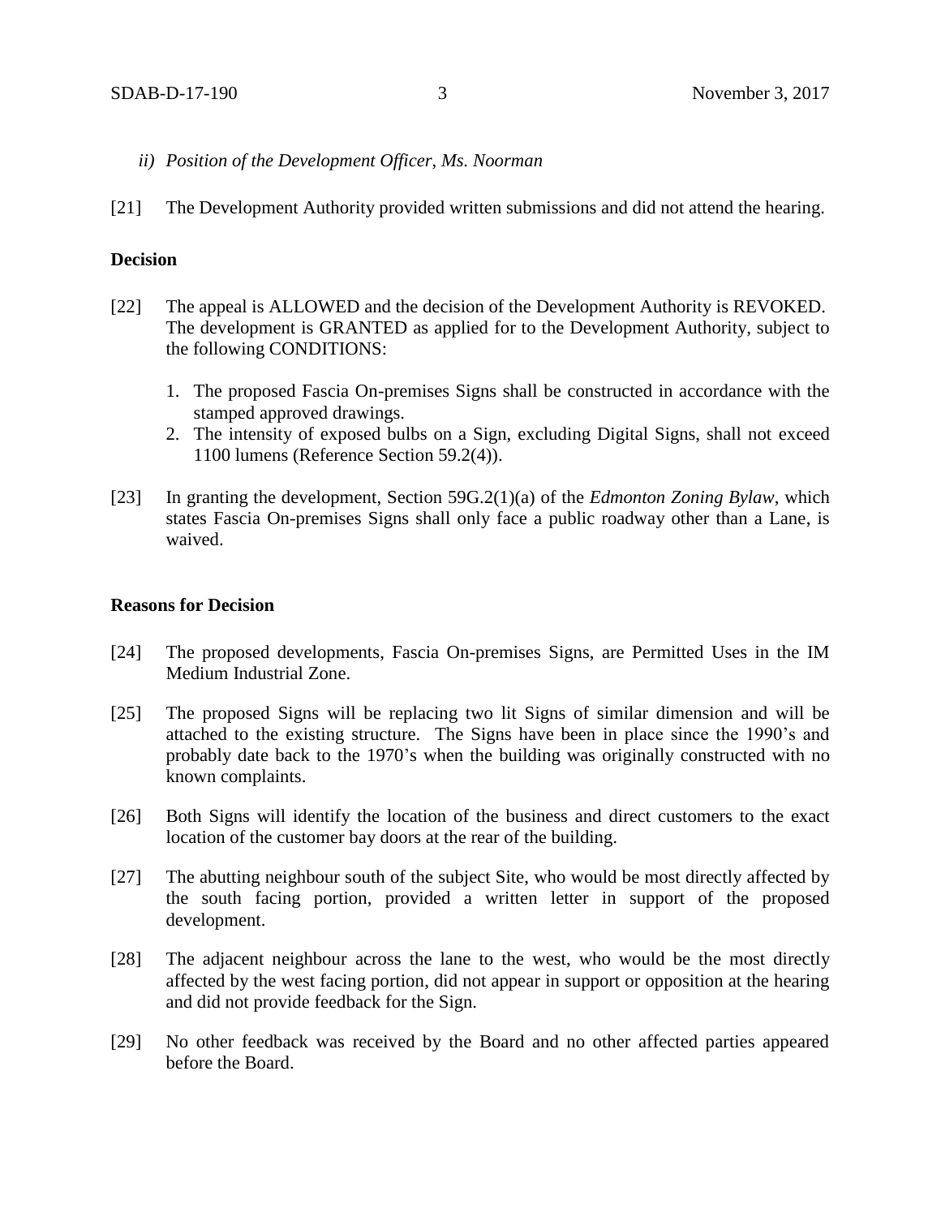*ii) Position of the Development Officer, Ms. Noorman*

[21] The Development Authority provided written submissions and did not attend the hearing.

**Decision**

[22] The appeal is ALLOWED and the decision of the Development Authority is REVOKED. The development is GRANTED as applied for to the Development Authority, subject to the following CONDITIONS:

1. The proposed Fascia On-premises Signs shall be constructed in accordance with the stamped approved drawings.
2. The intensity of exposed bulbs on a Sign, excluding Digital Signs, shall not exceed 1100 lumens (Reference Section 59.2(4)).

[23] In granting the development, Section 59G.2(1)(a) of the *Edmonton Zoning Bylaw*, which states Fascia On-premises Signs shall only face a public roadway other than a Lane, is waived.

**Reasons for Decision**

[24] The proposed developments, Fascia On-premises Signs, are Permitted Uses in the IM Medium Industrial Zone.

[25] The proposed Signs will be replacing two lit Signs of similar dimension and will be attached to the existing structure. The Signs have been in place since the 1990's and probably date back to the 1970's when the building was originally constructed with no known complaints.

[26] Both Signs will identify the location of the business and direct customers to the exact location of the customer bay doors at the rear of the building.

[27] The abutting neighbour south of the subject Site, who would be most directly affected by the south facing portion, provided a written letter in support of the proposed development.

[28] The adjacent neighbour across the lane to the west, who would be the most directly affected by the west facing portion, did not appear in support or opposition at the hearing and did not provide feedback for the Sign.

[29] No other feedback was received by the Board and no other affected parties appeared before the Board.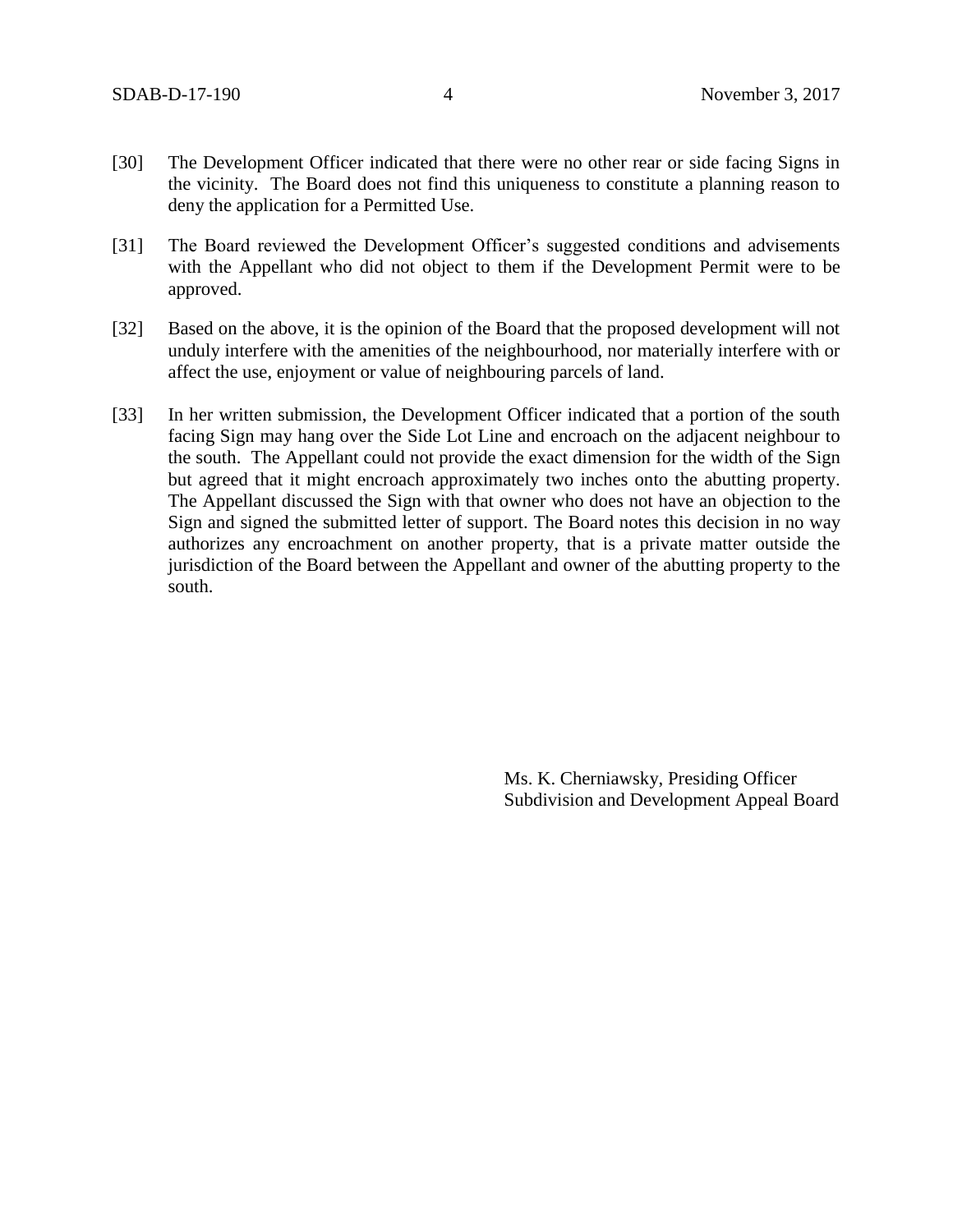[30] The Development Officer indicated that there were no other rear or side facing Signs in the vicinity. The Board does not find this uniqueness to constitute a planning reason to deny the application for a Permitted Use.

[31] The Board reviewed the Development Officer's suggested conditions and advisements with the Appellant who did not object to them if the Development Permit were to be approved.

[32] Based on the above, it is the opinion of the Board that the proposed development will not unduly interfere with the amenities of the neighbourhood, nor materially interfere with or affect the use, enjoyment or value of neighbouring parcels of land.

[33] In her written submission, the Development Officer indicated that a portion of the south facing Sign may hang over the Side Lot Line and encroach on the adjacent neighbour to the south. The Appellant could not provide the exact dimension for the width of the Sign but agreed that it might encroach approximately two inches onto the abutting property. The Appellant discussed the Sign with that owner who does not have an objection to the Sign and signed the submitted letter of support. The Board notes this decision in no way authorizes any encroachment on another property, that is a private matter outside the jurisdiction of the Board between the Appellant and owner of the abutting property to the south.

Ms. K. Cherniawsky, Presiding Officer
Subdivision and Development Appeal Board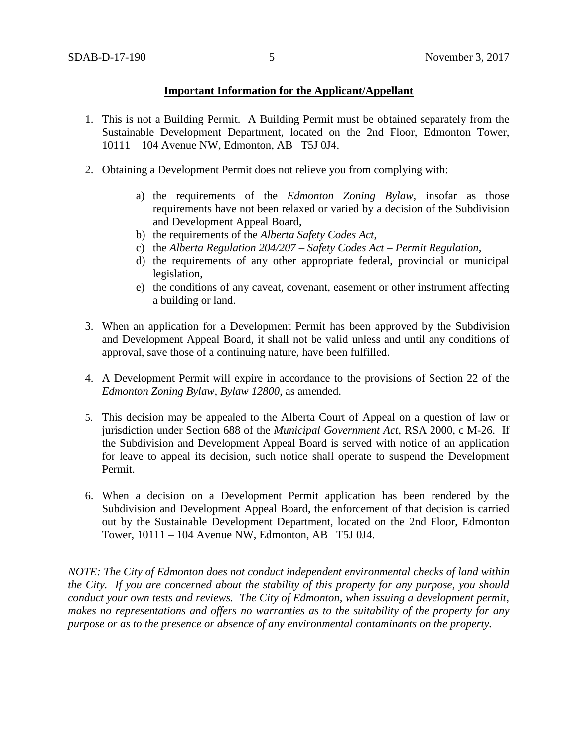**Important Information for the Applicant/Appellant**

1. This is not a Building Permit. A Building Permit must be obtained separately from the Sustainable Development Department, located on the 2nd Floor, Edmonton Tower, 10111 – 104 Avenue NW, Edmonton, AB T5J 0J4.

2. Obtaining a Development Permit does not relieve you from complying with:

   a) the requirements of the *Edmonton Zoning Bylaw*, insofar as those requirements have not been relaxed or varied by a decision of the Subdivision and Development Appeal Board,
   b) the requirements of the *Alberta Safety Codes Act*,
   c) the *Alberta Regulation 204/207 – Safety Codes Act – Permit Regulation*,
   d) the requirements of any other appropriate federal, provincial or municipal legislation,
   e) the conditions of any caveat, covenant, easement or other instrument affecting a building or land.

3. When an application for a Development Permit has been approved by the Subdivision and Development Appeal Board, it shall not be valid unless and until any conditions of approval, save those of a continuing nature, have been fulfilled.

4. A Development Permit will expire in accordance to the provisions of Section 22 of the *Edmonton Zoning Bylaw, Bylaw 12800*, as amended.

5. This decision may be appealed to the Alberta Court of Appeal on a question of law or jurisdiction under Section 688 of the *Municipal Government Act*, RSA 2000, c M-26. If the Subdivision and Development Appeal Board is served with notice of an application for leave to appeal its decision, such notice shall operate to suspend the Development Permit.

6. When a decision on a Development Permit application has been rendered by the Subdivision and Development Appeal Board, the enforcement of that decision is carried out by the Sustainable Development Department, located on the 2nd Floor, Edmonton Tower, 10111 – 104 Avenue NW, Edmonton, AB T5J 0J4.

*NOTE: The City of Edmonton does not conduct independent environmental checks of land within the City. If you are concerned about the stability of this property for any purpose, you should conduct your own tests and reviews. The City of Edmonton, when issuing a development permit, makes no representations and offers no warranties as to the suitability of the property for any purpose or as to the presence or absence of any environmental contaminants on the property.*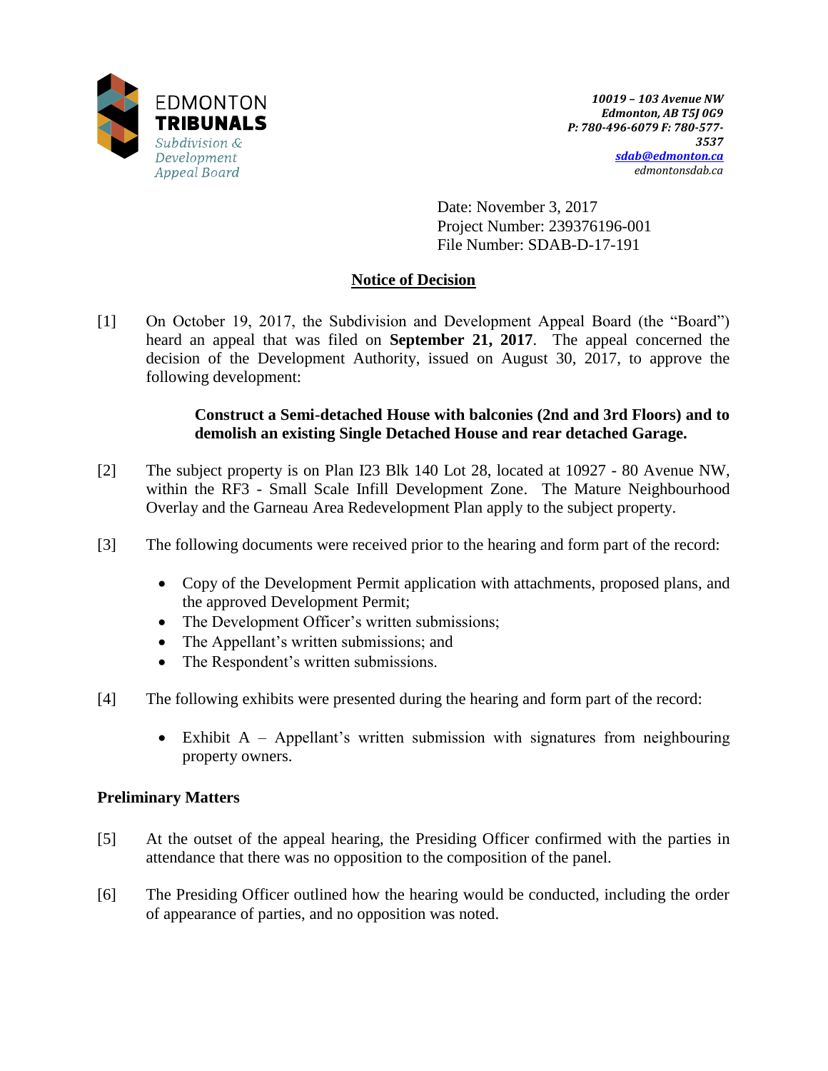EDMONTON
**TRIBUNALS**
*Subdivision & Development Appeal Board*

*10019 – 103 Avenue NW*
*Edmonton, AB T5J 0G9*
*P: 780-496-6079 F: 780-577-3537*
*sdab@edmonton.ca*
*edmontonsdab.ca*

Date: November 3, 2017
Project Number: 239376196-001
File Number: SDAB-D-17-191

## Notice of Decision

[1] On October 19, 2017, the Subdivision and Development Appeal Board (the "Board") heard an appeal that was filed on **September 21, 2017**. The appeal concerned the decision of the Development Authority, issued on August 30, 2017, to approve the following development:

> **Construct a Semi-detached House with balconies (2nd and 3rd Floors) and to demolish an existing Single Detached House and rear detached Garage.**

[2] The subject property is on Plan I23 Blk 140 Lot 28, located at 10927 - 80 Avenue NW, within the RF3 - Small Scale Infill Development Zone. The Mature Neighbourhood Overlay and the Garneau Area Redevelopment Plan apply to the subject property.

[3] The following documents were received prior to the hearing and form part of the record:

- Copy of the Development Permit application with attachments, proposed plans, and the approved Development Permit;
- The Development Officer's written submissions;
- The Appellant's written submissions; and
- The Respondent's written submissions.

[4] The following exhibits were presented during the hearing and form part of the record:

- Exhibit A – Appellant's written submission with signatures from neighbouring property owners.

### Preliminary Matters

[5] At the outset of the appeal hearing, the Presiding Officer confirmed with the parties in attendance that there was no opposition to the composition of the panel.

[6] The Presiding Officer outlined how the hearing would be conducted, including the order of appearance of parties, and no opposition was noted.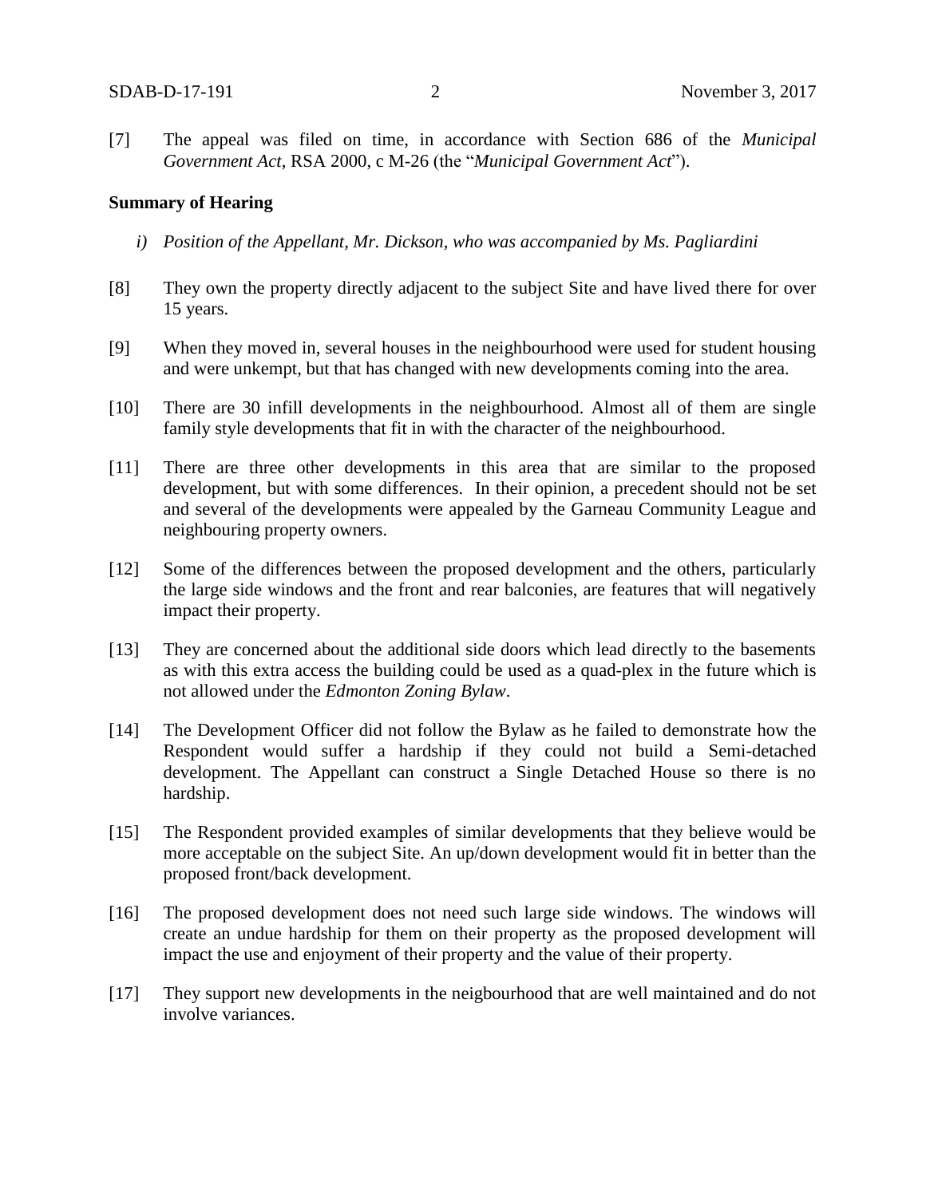[7] The appeal was filed on time, in accordance with Section 686 of the *Municipal Government Act*, RSA 2000, c M-26 (the "*Municipal Government Act*").

**Summary of Hearing**

*i) Position of the Appellant, Mr. Dickson, who was accompanied by Ms. Pagliardini*

[8] They own the property directly adjacent to the subject Site and have lived there for over 15 years.

[9] When they moved in, several houses in the neighbourhood were used for student housing and were unkempt, but that has changed with new developments coming into the area.

[10] There are 30 infill developments in the neighbourhood. Almost all of them are single family style developments that fit in with the character of the neighbourhood.

[11] There are three other developments in this area that are similar to the proposed development, but with some differences. In their opinion, a precedent should not be set and several of the developments were appealed by the Garneau Community League and neighbouring property owners.

[12] Some of the differences between the proposed development and the others, particularly the large side windows and the front and rear balconies, are features that will negatively impact their property.

[13] They are concerned about the additional side doors which lead directly to the basements as with this extra access the building could be used as a quad-plex in the future which is not allowed under the *Edmonton Zoning Bylaw*.

[14] The Development Officer did not follow the Bylaw as he failed to demonstrate how the Respondent would suffer a hardship if they could not build a Semi-detached development. The Appellant can construct a Single Detached House so there is no hardship.

[15] The Respondent provided examples of similar developments that they believe would be more acceptable on the subject Site. An up/down development would fit in better than the proposed front/back development.

[16] The proposed development does not need such large side windows. The windows will create an undue hardship for them on their property as the proposed development will impact the use and enjoyment of their property and the value of their property.

[17] They support new developments in the neigbourhood that are well maintained and do not involve variances.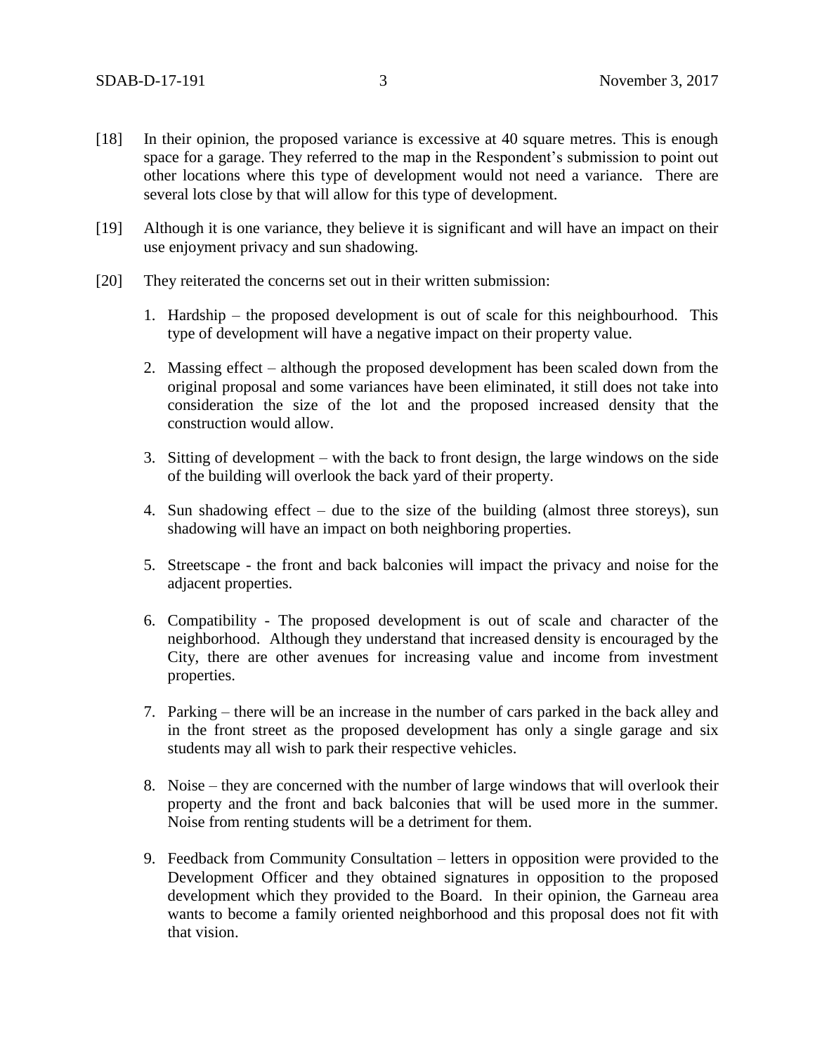[18] In their opinion, the proposed variance is excessive at 40 square metres. This is enough space for a garage. They referred to the map in the Respondent's submission to point out other locations where this type of development would not need a variance. There are several lots close by that will allow for this type of development.

[19] Although it is one variance, they believe it is significant and will have an impact on their use enjoyment privacy and sun shadowing.

[20] They reiterated the concerns set out in their written submission:

1. Hardship – the proposed development is out of scale for this neighbourhood. This type of development will have a negative impact on their property value.

2. Massing effect – although the proposed development has been scaled down from the original proposal and some variances have been eliminated, it still does not take into consideration the size of the lot and the proposed increased density that the construction would allow.

3. Sitting of development – with the back to front design, the large windows on the side of the building will overlook the back yard of their property.

4. Sun shadowing effect – due to the size of the building (almost three storeys), sun shadowing will have an impact on both neighboring properties.

5. Streetscape - the front and back balconies will impact the privacy and noise for the adjacent properties.

6. Compatibility - The proposed development is out of scale and character of the neighborhood. Although they understand that increased density is encouraged by the City, there are other avenues for increasing value and income from investment properties.

7. Parking – there will be an increase in the number of cars parked in the back alley and in the front street as the proposed development has only a single garage and six students may all wish to park their respective vehicles.

8. Noise – they are concerned with the number of large windows that will overlook their property and the front and back balconies that will be used more in the summer. Noise from renting students will be a detriment for them.

9. Feedback from Community Consultation – letters in opposition were provided to the Development Officer and they obtained signatures in opposition to the proposed development which they provided to the Board. In their opinion, the Garneau area wants to become a family oriented neighborhood and this proposal does not fit with that vision.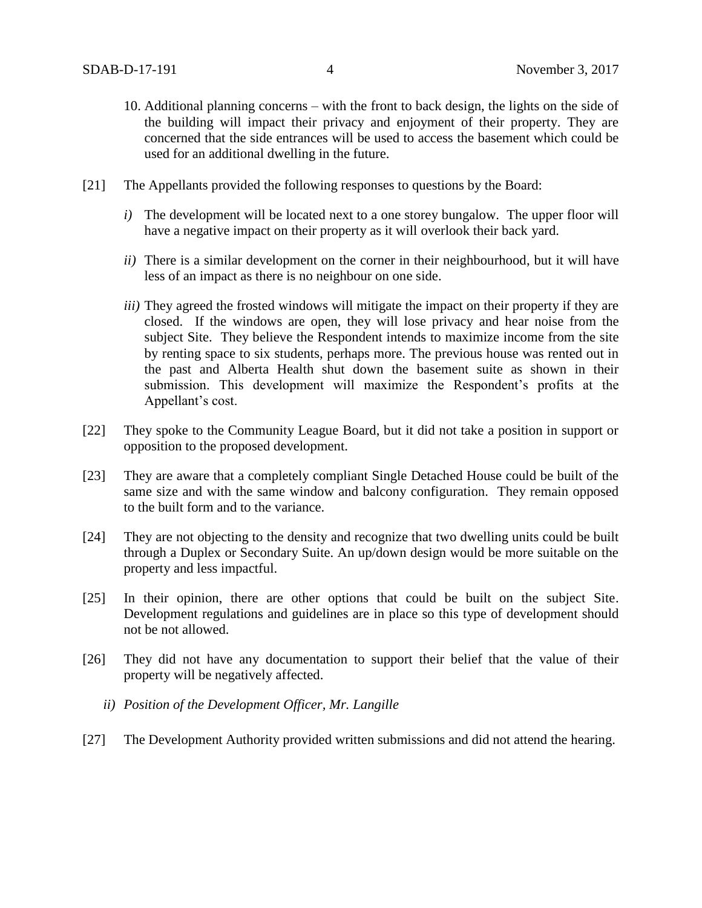10. Additional planning concerns – with the front to back design, the lights on the side of the building will impact their privacy and enjoyment of their property. They are concerned that the side entrances will be used to access the basement which could be used for an additional dwelling in the future.

[21] The Appellants provided the following responses to questions by the Board:

*i)* The development will be located next to a one storey bungalow. The upper floor will have a negative impact on their property as it will overlook their back yard.

*ii)* There is a similar development on the corner in their neighbourhood, but it will have less of an impact as there is no neighbour on one side.

*iii)* They agreed the frosted windows will mitigate the impact on their property if they are closed. If the windows are open, they will lose privacy and hear noise from the subject Site. They believe the Respondent intends to maximize income from the site by renting space to six students, perhaps more. The previous house was rented out in the past and Alberta Health shut down the basement suite as shown in their submission. This development will maximize the Respondent's profits at the Appellant's cost.

[22] They spoke to the Community League Board, but it did not take a position in support or opposition to the proposed development.

[23] They are aware that a completely compliant Single Detached House could be built of the same size and with the same window and balcony configuration. They remain opposed to the built form and to the variance.

[24] They are not objecting to the density and recognize that two dwelling units could be built through a Duplex or Secondary Suite. An up/down design would be more suitable on the property and less impactful.

[25] In their opinion, there are other options that could be built on the subject Site. Development regulations and guidelines are in place so this type of development should not be not allowed.

[26] They did not have any documentation to support their belief that the value of their property will be negatively affected.

*ii) Position of the Development Officer, Mr. Langille*

[27] The Development Authority provided written submissions and did not attend the hearing.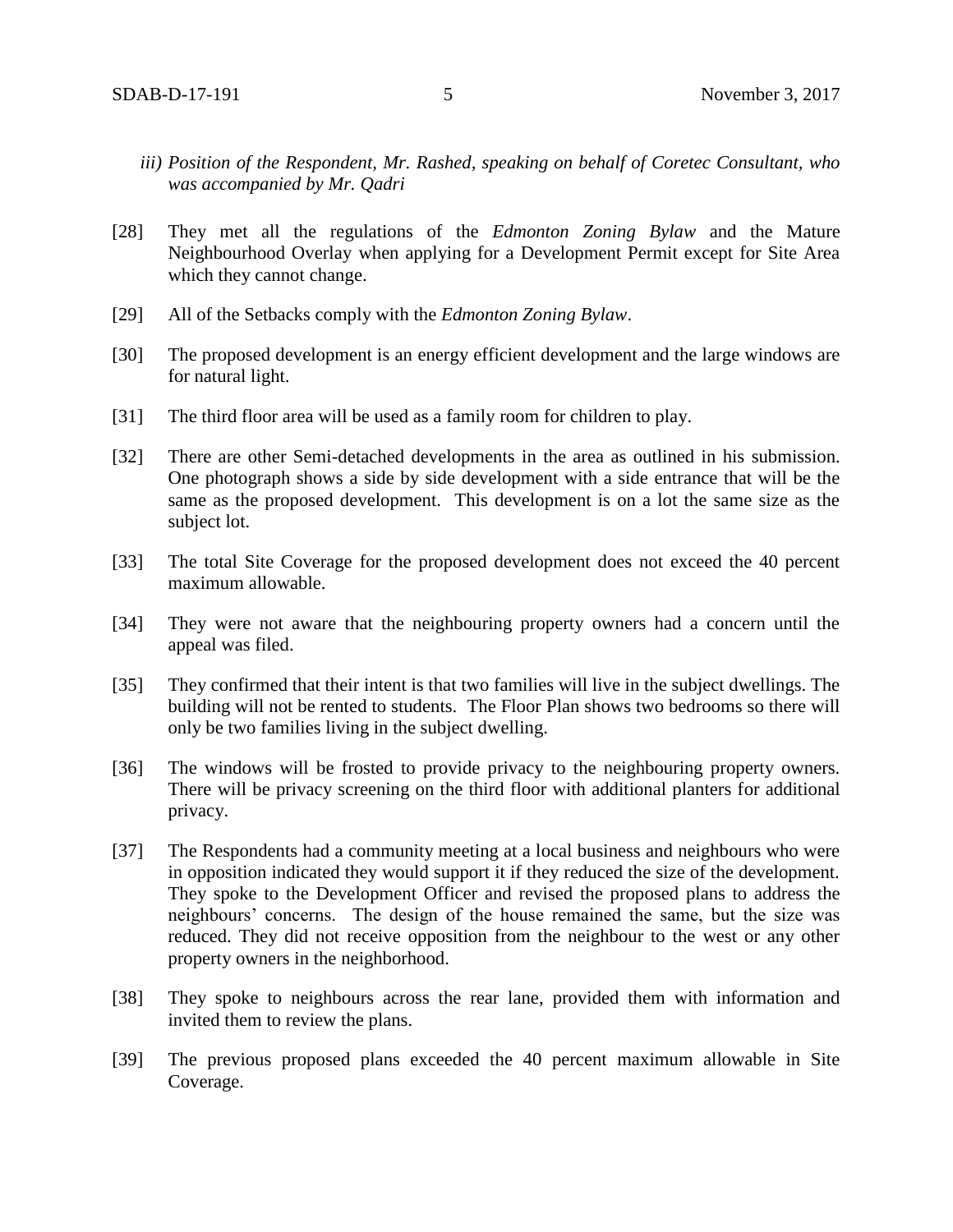*iii) Position of the Respondent, Mr. Rashed, speaking on behalf of Coretec Consultant, who was accompanied by Mr. Qadri*

[28] They met all the regulations of the *Edmonton Zoning Bylaw* and the Mature Neighbourhood Overlay when applying for a Development Permit except for Site Area which they cannot change.

[29] All of the Setbacks comply with the *Edmonton Zoning Bylaw*.

[30] The proposed development is an energy efficient development and the large windows are for natural light.

[31] The third floor area will be used as a family room for children to play.

[32] There are other Semi-detached developments in the area as outlined in his submission. One photograph shows a side by side development with a side entrance that will be the same as the proposed development. This development is on a lot the same size as the subject lot.

[33] The total Site Coverage for the proposed development does not exceed the 40 percent maximum allowable.

[34] They were not aware that the neighbouring property owners had a concern until the appeal was filed.

[35] They confirmed that their intent is that two families will live in the subject dwellings. The building will not be rented to students. The Floor Plan shows two bedrooms so there will only be two families living in the subject dwelling.

[36] The windows will be frosted to provide privacy to the neighbouring property owners. There will be privacy screening on the third floor with additional planters for additional privacy.

[37] The Respondents had a community meeting at a local business and neighbours who were in opposition indicated they would support it if they reduced the size of the development. They spoke to the Development Officer and revised the proposed plans to address the neighbours' concerns. The design of the house remained the same, but the size was reduced. They did not receive opposition from the neighbour to the west or any other property owners in the neighborhood.

[38] They spoke to neighbours across the rear lane, provided them with information and invited them to review the plans.

[39] The previous proposed plans exceeded the 40 percent maximum allowable in Site Coverage.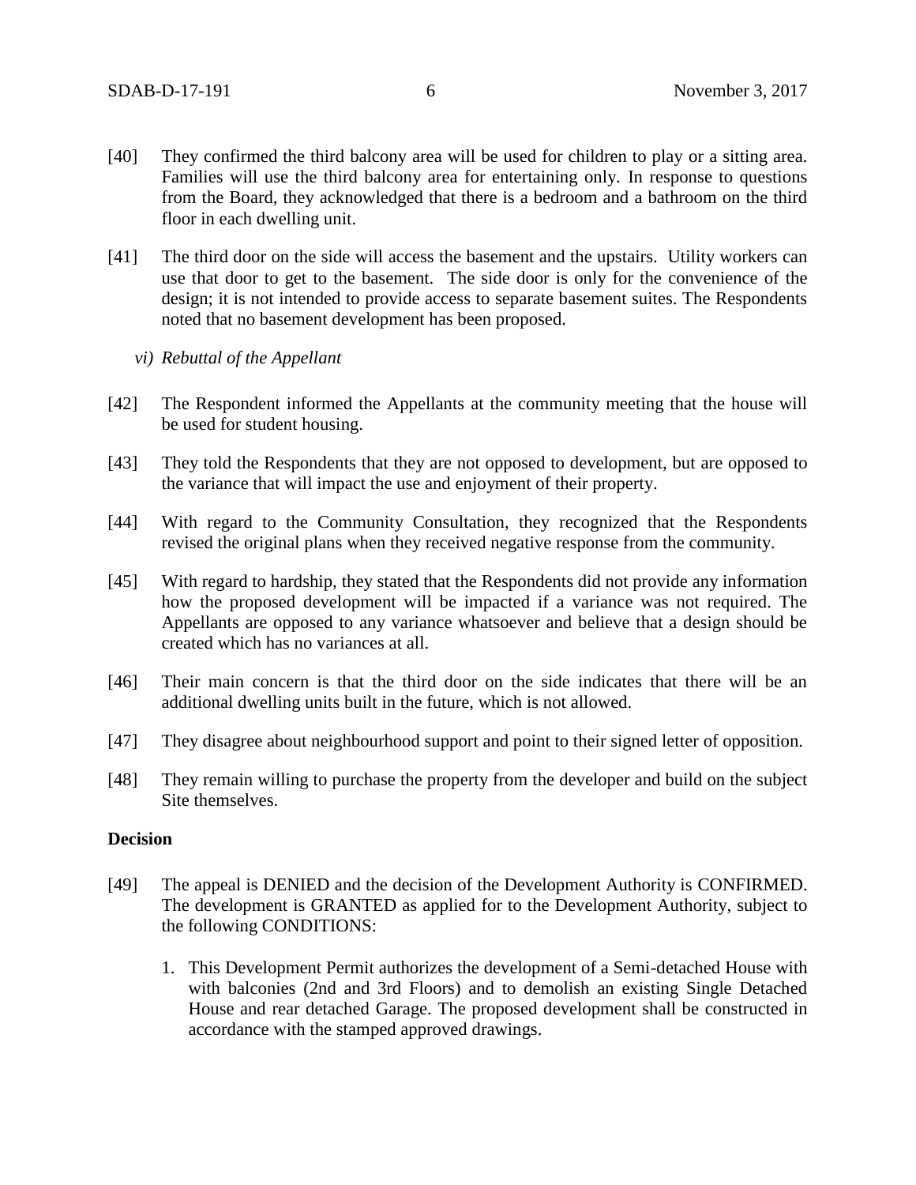[40] They confirmed the third balcony area will be used for children to play or a sitting area. Families will use the third balcony area for entertaining only. In response to questions from the Board, they acknowledged that there is a bedroom and a bathroom on the third floor in each dwelling unit.

[41] The third door on the side will access the basement and the upstairs. Utility workers can use that door to get to the basement. The side door is only for the convenience of the design; it is not intended to provide access to separate basement suites. The Respondents noted that no basement development has been proposed.

*vi) Rebuttal of the Appellant*

[42] The Respondent informed the Appellants at the community meeting that the house will be used for student housing.

[43] They told the Respondents that they are not opposed to development, but are opposed to the variance that will impact the use and enjoyment of their property.

[44] With regard to the Community Consultation, they recognized that the Respondents revised the original plans when they received negative response from the community.

[45] With regard to hardship, they stated that the Respondents did not provide any information how the proposed development will be impacted if a variance was not required. The Appellants are opposed to any variance whatsoever and believe that a design should be created which has no variances at all.

[46] Their main concern is that the third door on the side indicates that there will be an additional dwelling units built in the future, which is not allowed.

[47] They disagree about neighbourhood support and point to their signed letter of opposition.

[48] They remain willing to purchase the property from the developer and build on the subject Site themselves.

**Decision**

[49] The appeal is DENIED and the decision of the Development Authority is CONFIRMED. The development is GRANTED as applied for to the Development Authority, subject to the following CONDITIONS:

1. This Development Permit authorizes the development of a Semi-detached House with with balconies (2nd and 3rd Floors) and to demolish an existing Single Detached House and rear detached Garage. The proposed development shall be constructed in accordance with the stamped approved drawings.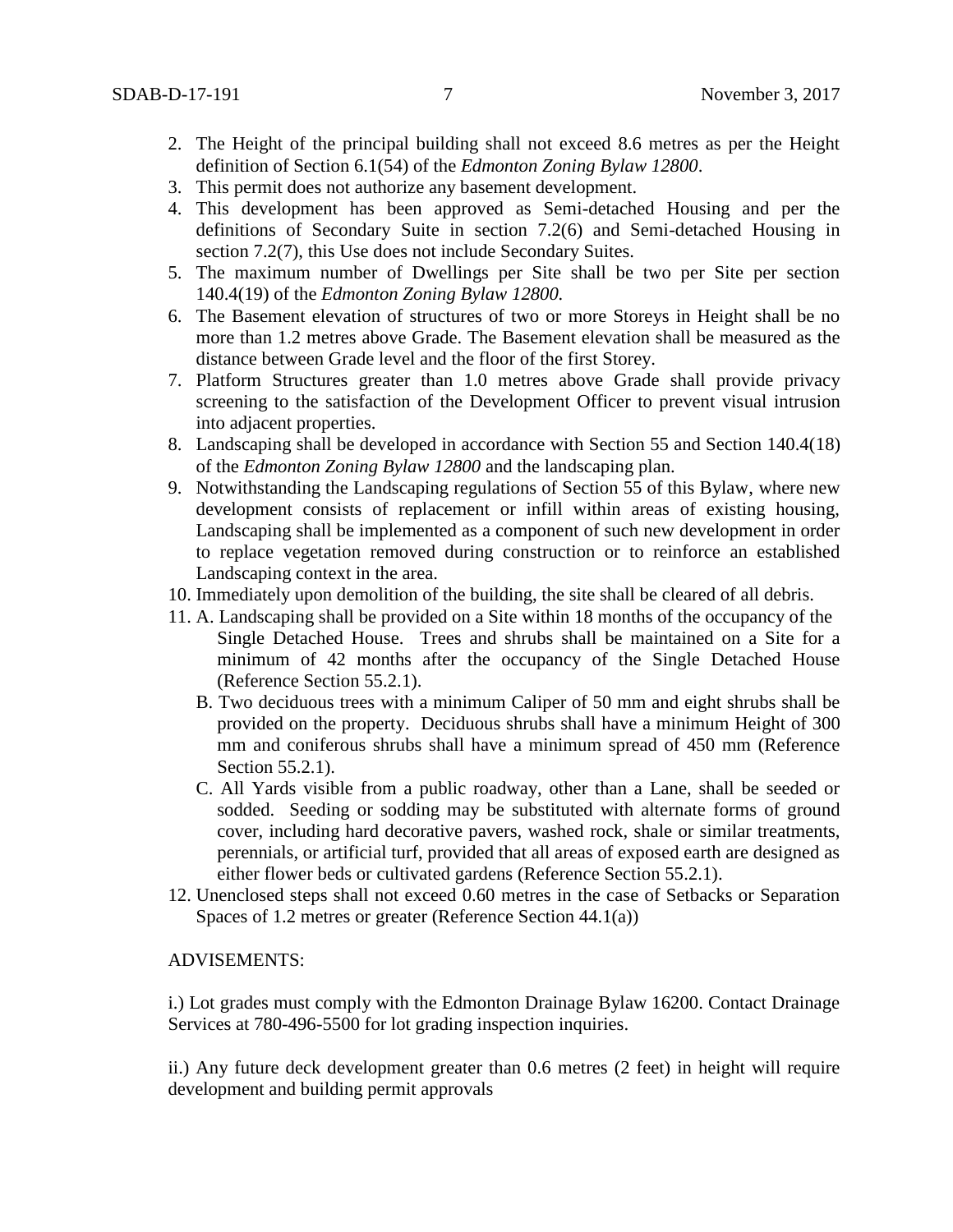2. The Height of the principal building shall not exceed 8.6 metres as per the Height definition of Section 6.1(54) of the *Edmonton Zoning Bylaw 12800*.
3. This permit does not authorize any basement development.
4. This development has been approved as Semi-detached Housing and per the definitions of Secondary Suite in section 7.2(6) and Semi-detached Housing in section 7.2(7), this Use does not include Secondary Suites.
5. The maximum number of Dwellings per Site shall be two per Site per section 140.4(19) of the *Edmonton Zoning Bylaw 12800.*
6. The Basement elevation of structures of two or more Storeys in Height shall be no more than 1.2 metres above Grade. The Basement elevation shall be measured as the distance between Grade level and the floor of the first Storey.
7. Platform Structures greater than 1.0 metres above Grade shall provide privacy screening to the satisfaction of the Development Officer to prevent visual intrusion into adjacent properties.
8. Landscaping shall be developed in accordance with Section 55 and Section 140.4(18) of the *Edmonton Zoning Bylaw 12800* and the landscaping plan.
9. Notwithstanding the Landscaping regulations of Section 55 of this Bylaw, where new development consists of replacement or infill within areas of existing housing, Landscaping shall be implemented as a component of such new development in order to replace vegetation removed during construction or to reinforce an established Landscaping context in the area.
10. Immediately upon demolition of the building, the site shall be cleared of all debris.
11. A. Landscaping shall be provided on a Site within 18 months of the occupancy of the Single Detached House. Trees and shrubs shall be maintained on a Site for a minimum of 42 months after the occupancy of the Single Detached House (Reference Section 55.2.1).
    B. Two deciduous trees with a minimum Caliper of 50 mm and eight shrubs shall be provided on the property. Deciduous shrubs shall have a minimum Height of 300 mm and coniferous shrubs shall have a minimum spread of 450 mm (Reference Section 55.2.1).
    C. All Yards visible from a public roadway, other than a Lane, shall be seeded or sodded. Seeding or sodding may be substituted with alternate forms of ground cover, including hard decorative pavers, washed rock, shale or similar treatments, perennials, or artificial turf, provided that all areas of exposed earth are designed as either flower beds or cultivated gardens (Reference Section 55.2.1).
12. Unenclosed steps shall not exceed 0.60 metres in the case of Setbacks or Separation Spaces of 1.2 metres or greater (Reference Section 44.1(a))

ADVISEMENTS:

i.) Lot grades must comply with the Edmonton Drainage Bylaw 16200. Contact Drainage Services at 780-496-5500 for lot grading inspection inquiries.

ii.) Any future deck development greater than 0.6 metres (2 feet) in height will require development and building permit approvals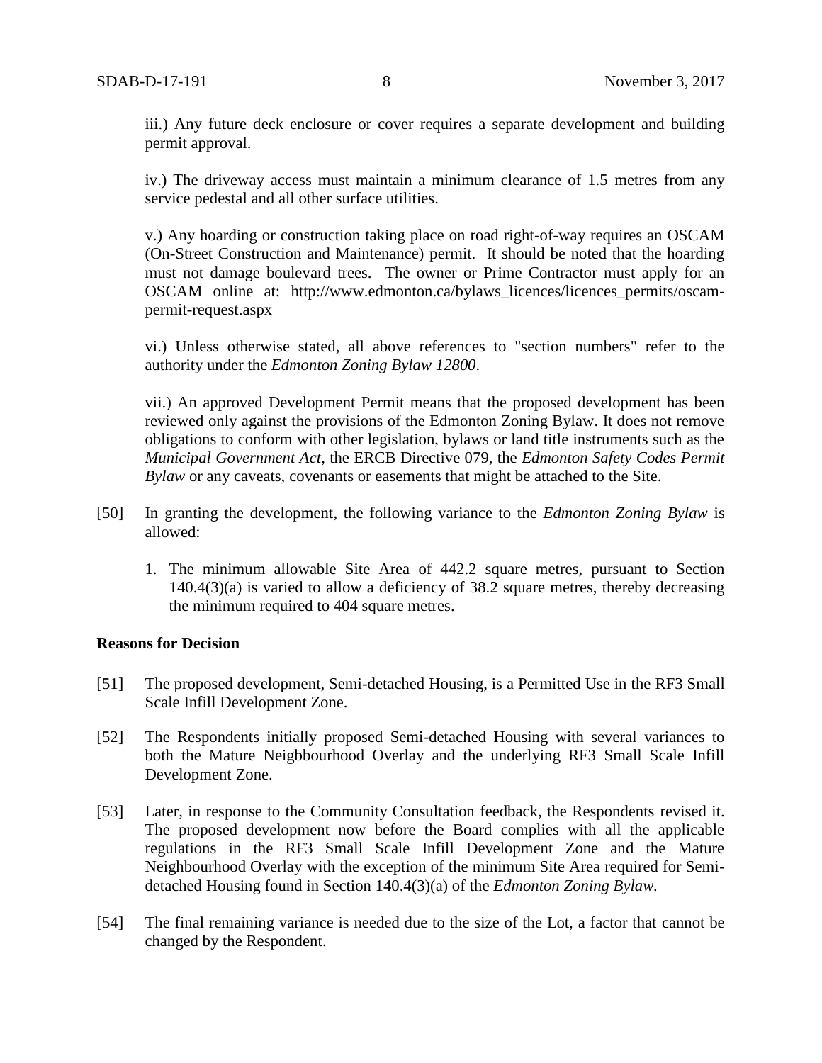iii.) Any future deck enclosure or cover requires a separate development and building permit approval.

iv.) The driveway access must maintain a minimum clearance of 1.5 metres from any service pedestal and all other surface utilities.

v.) Any hoarding or construction taking place on road right-of-way requires an OSCAM (On-Street Construction and Maintenance) permit. It should be noted that the hoarding must not damage boulevard trees. The owner or Prime Contractor must apply for an OSCAM online at: http://www.edmonton.ca/bylaws_licences/licences_permits/oscam-permit-request.aspx

vi.) Unless otherwise stated, all above references to "section numbers" refer to the authority under the *Edmonton Zoning Bylaw 12800*.

vii.) An approved Development Permit means that the proposed development has been reviewed only against the provisions of the Edmonton Zoning Bylaw. It does not remove obligations to conform with other legislation, bylaws or land title instruments such as the *Municipal Government Act*, the ERCB Directive 079, the *Edmonton Safety Codes Permit Bylaw* or any caveats, covenants or easements that might be attached to the Site.

[50] In granting the development, the following variance to the *Edmonton Zoning Bylaw* is allowed:

1. The minimum allowable Site Area of 442.2 square metres, pursuant to Section 140.4(3)(a) is varied to allow a deficiency of 38.2 square metres, thereby decreasing the minimum required to 404 square metres.

**Reasons for Decision**

[51] The proposed development, Semi-detached Housing, is a Permitted Use in the RF3 Small Scale Infill Development Zone.

[52] The Respondents initially proposed Semi-detached Housing with several variances to both the Mature Neigbbourhood Overlay and the underlying RF3 Small Scale Infill Development Zone.

[53] Later, in response to the Community Consultation feedback, the Respondents revised it. The proposed development now before the Board complies with all the applicable regulations in the RF3 Small Scale Infill Development Zone and the Mature Neighbourhood Overlay with the exception of the minimum Site Area required for Semi-detached Housing found in Section 140.4(3)(a) of the *Edmonton Zoning Bylaw.*

[54] The final remaining variance is needed due to the size of the Lot, a factor that cannot be changed by the Respondent.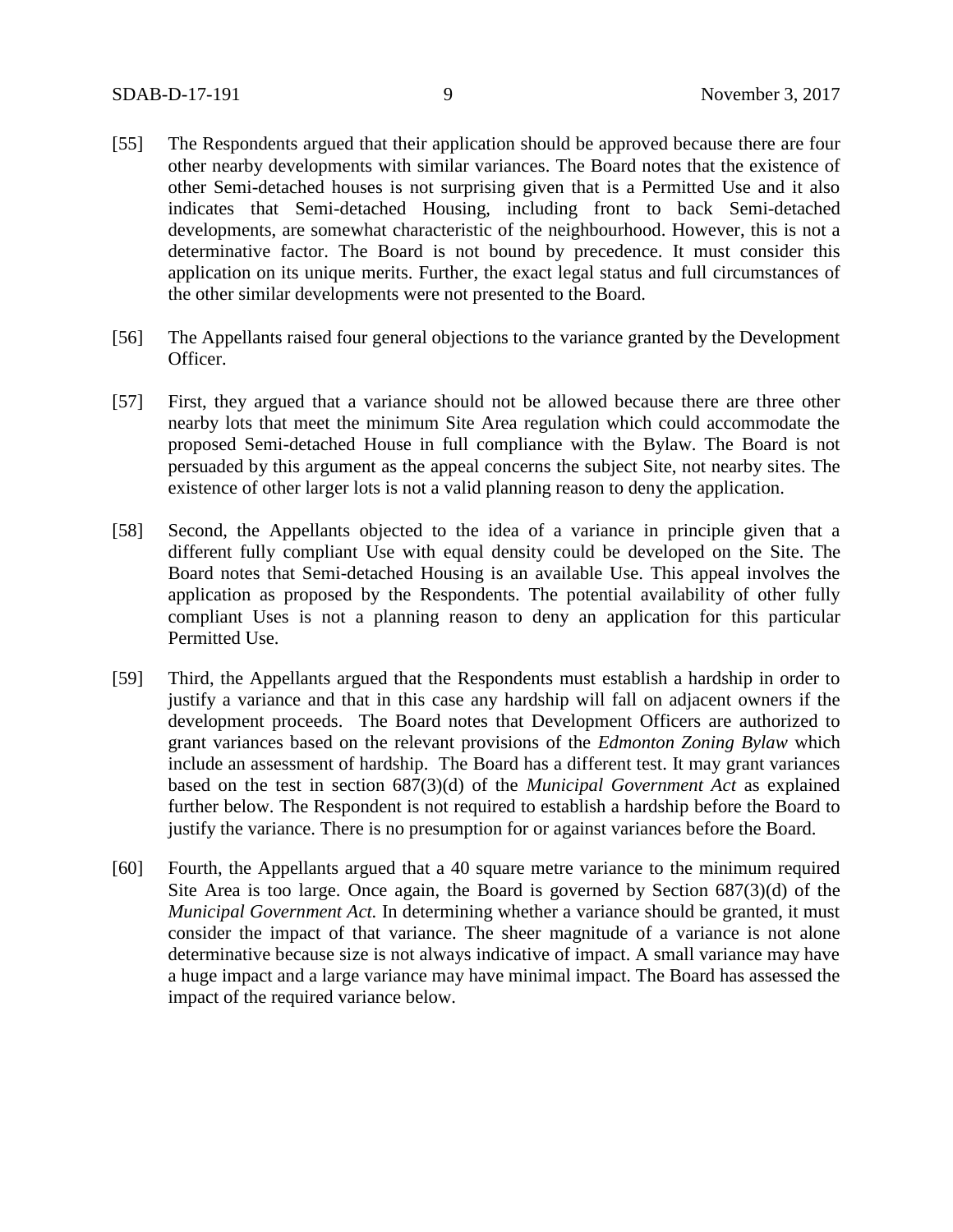[55] The Respondents argued that their application should be approved because there are four other nearby developments with similar variances. The Board notes that the existence of other Semi-detached houses is not surprising given that is a Permitted Use and it also indicates that Semi-detached Housing, including front to back Semi-detached developments, are somewhat characteristic of the neighbourhood. However, this is not a determinative factor. The Board is not bound by precedence. It must consider this application on its unique merits. Further, the exact legal status and full circumstances of the other similar developments were not presented to the Board.

[56] The Appellants raised four general objections to the variance granted by the Development Officer.

[57] First, they argued that a variance should not be allowed because there are three other nearby lots that meet the minimum Site Area regulation which could accommodate the proposed Semi-detached House in full compliance with the Bylaw. The Board is not persuaded by this argument as the appeal concerns the subject Site, not nearby sites. The existence of other larger lots is not a valid planning reason to deny the application.

[58] Second, the Appellants objected to the idea of a variance in principle given that a different fully compliant Use with equal density could be developed on the Site. The Board notes that Semi-detached Housing is an available Use. This appeal involves the application as proposed by the Respondents. The potential availability of other fully compliant Uses is not a planning reason to deny an application for this particular Permitted Use.

[59] Third, the Appellants argued that the Respondents must establish a hardship in order to justify a variance and that in this case any hardship will fall on adjacent owners if the development proceeds. The Board notes that Development Officers are authorized to grant variances based on the relevant provisions of the *Edmonton Zoning Bylaw* which include an assessment of hardship. The Board has a different test. It may grant variances based on the test in section 687(3)(d) of the *Municipal Government Act* as explained further below. The Respondent is not required to establish a hardship before the Board to justify the variance. There is no presumption for or against variances before the Board.

[60] Fourth, the Appellants argued that a 40 square metre variance to the minimum required Site Area is too large. Once again, the Board is governed by Section 687(3)(d) of the *Municipal Government Act.* In determining whether a variance should be granted, it must consider the impact of that variance. The sheer magnitude of a variance is not alone determinative because size is not always indicative of impact. A small variance may have a huge impact and a large variance may have minimal impact. The Board has assessed the impact of the required variance below.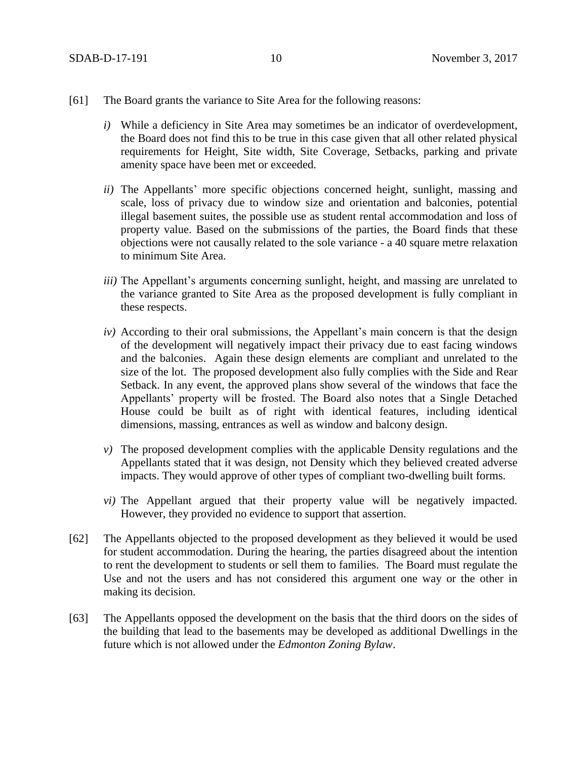[61] The Board grants the variance to Site Area for the following reasons:

*i)* While a deficiency in Site Area may sometimes be an indicator of overdevelopment, the Board does not find this to be true in this case given that all other related physical requirements for Height, Site width, Site Coverage, Setbacks, parking and private amenity space have been met or exceeded.

*ii)* The Appellants' more specific objections concerned height, sunlight, massing and scale, loss of privacy due to window size and orientation and balconies, potential illegal basement suites, the possible use as student rental accommodation and loss of property value. Based on the submissions of the parties, the Board finds that these objections were not causally related to the sole variance - a 40 square metre relaxation to minimum Site Area.

*iii)* The Appellant's arguments concerning sunlight, height, and massing are unrelated to the variance granted to Site Area as the proposed development is fully compliant in these respects.

*iv)* According to their oral submissions, the Appellant's main concern is that the design of the development will negatively impact their privacy due to east facing windows and the balconies. Again these design elements are compliant and unrelated to the size of the lot. The proposed development also fully complies with the Side and Rear Setback. In any event, the approved plans show several of the windows that face the Appellants' property will be frosted. The Board also notes that a Single Detached House could be built as of right with identical features, including identical dimensions, massing, entrances as well as window and balcony design.

*v)* The proposed development complies with the applicable Density regulations and the Appellants stated that it was design, not Density which they believed created adverse impacts. They would approve of other types of compliant two-dwelling built forms.

*vi)* The Appellant argued that their property value will be negatively impacted. However, they provided no evidence to support that assertion.

[62] The Appellants objected to the proposed development as they believed it would be used for student accommodation. During the hearing, the parties disagreed about the intention to rent the development to students or sell them to families. The Board must regulate the Use and not the users and has not considered this argument one way or the other in making its decision.

[63] The Appellants opposed the development on the basis that the third doors on the sides of the building that lead to the basements may be developed as additional Dwellings in the future which is not allowed under the *Edmonton Zoning Bylaw*.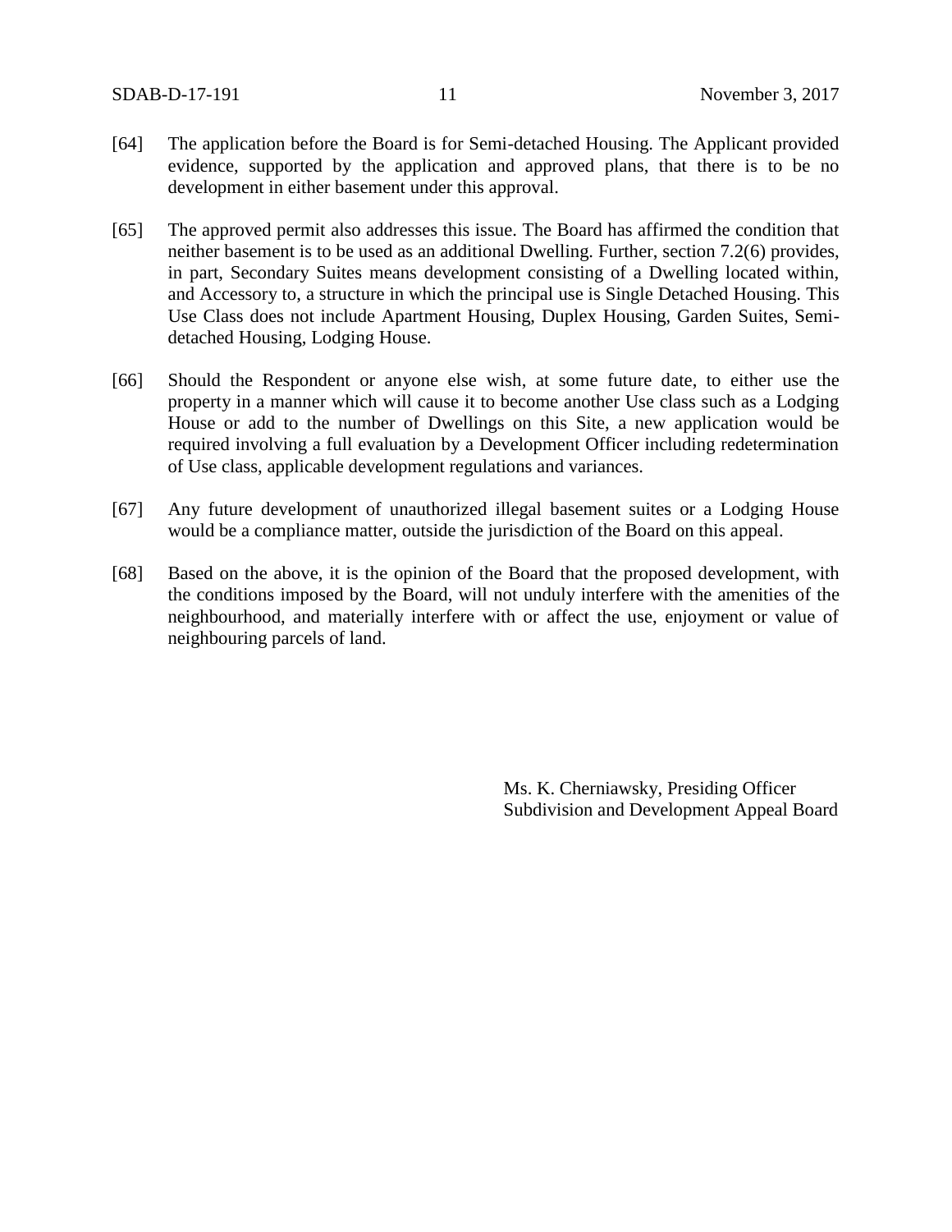[64] The application before the Board is for Semi-detached Housing. The Applicant provided evidence, supported by the application and approved plans, that there is to be no development in either basement under this approval.

[65] The approved permit also addresses this issue. The Board has affirmed the condition that neither basement is to be used as an additional Dwelling. Further, section 7.2(6) provides, in part, Secondary Suites means development consisting of a Dwelling located within, and Accessory to, a structure in which the principal use is Single Detached Housing. This Use Class does not include Apartment Housing, Duplex Housing, Garden Suites, Semi-detached Housing, Lodging House.

[66] Should the Respondent or anyone else wish, at some future date, to either use the property in a manner which will cause it to become another Use class such as a Lodging House or add to the number of Dwellings on this Site, a new application would be required involving a full evaluation by a Development Officer including redetermination of Use class, applicable development regulations and variances.

[67] Any future development of unauthorized illegal basement suites or a Lodging House would be a compliance matter, outside the jurisdiction of the Board on this appeal.

[68] Based on the above, it is the opinion of the Board that the proposed development, with the conditions imposed by the Board, will not unduly interfere with the amenities of the neighbourhood, and materially interfere with or affect the use, enjoyment or value of neighbouring parcels of land.

Ms. K. Cherniawsky, Presiding Officer
Subdivision and Development Appeal Board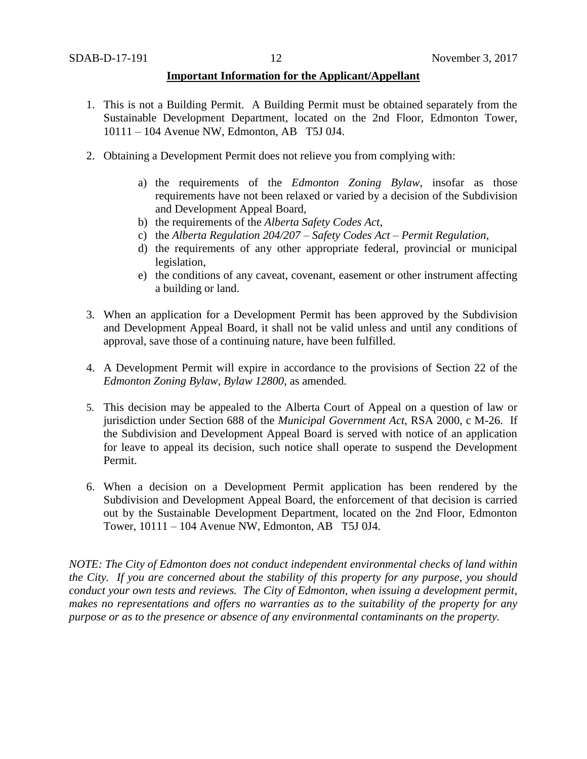**Important Information for the Applicant/Appellant**

1. This is not a Building Permit. A Building Permit must be obtained separately from the Sustainable Development Department, located on the 2nd Floor, Edmonton Tower, 10111 – 104 Avenue NW, Edmonton, AB T5J 0J4.

2. Obtaining a Development Permit does not relieve you from complying with:

    a) the requirements of the *Edmonton Zoning Bylaw*, insofar as those requirements have not been relaxed or varied by a decision of the Subdivision and Development Appeal Board,
    b) the requirements of the *Alberta Safety Codes Act*,
    c) the *Alberta Regulation 204/207 – Safety Codes Act – Permit Regulation*,
    d) the requirements of any other appropriate federal, provincial or municipal legislation,
    e) the conditions of any caveat, covenant, easement or other instrument affecting a building or land.

3. When an application for a Development Permit has been approved by the Subdivision and Development Appeal Board, it shall not be valid unless and until any conditions of approval, save those of a continuing nature, have been fulfilled.

4. A Development Permit will expire in accordance to the provisions of Section 22 of the *Edmonton Zoning Bylaw, Bylaw 12800*, as amended.

5. This decision may be appealed to the Alberta Court of Appeal on a question of law or jurisdiction under Section 688 of the *Municipal Government Act*, RSA 2000, c M-26. If the Subdivision and Development Appeal Board is served with notice of an application for leave to appeal its decision, such notice shall operate to suspend the Development Permit.

6. When a decision on a Development Permit application has been rendered by the Subdivision and Development Appeal Board, the enforcement of that decision is carried out by the Sustainable Development Department, located on the 2nd Floor, Edmonton Tower, 10111 – 104 Avenue NW, Edmonton, AB T5J 0J4.

*NOTE: The City of Edmonton does not conduct independent environmental checks of land within the City. If you are concerned about the stability of this property for any purpose, you should conduct your own tests and reviews. The City of Edmonton, when issuing a development permit, makes no representations and offers no warranties as to the suitability of the property for any purpose or as to the presence or absence of any environmental contaminants on the property.*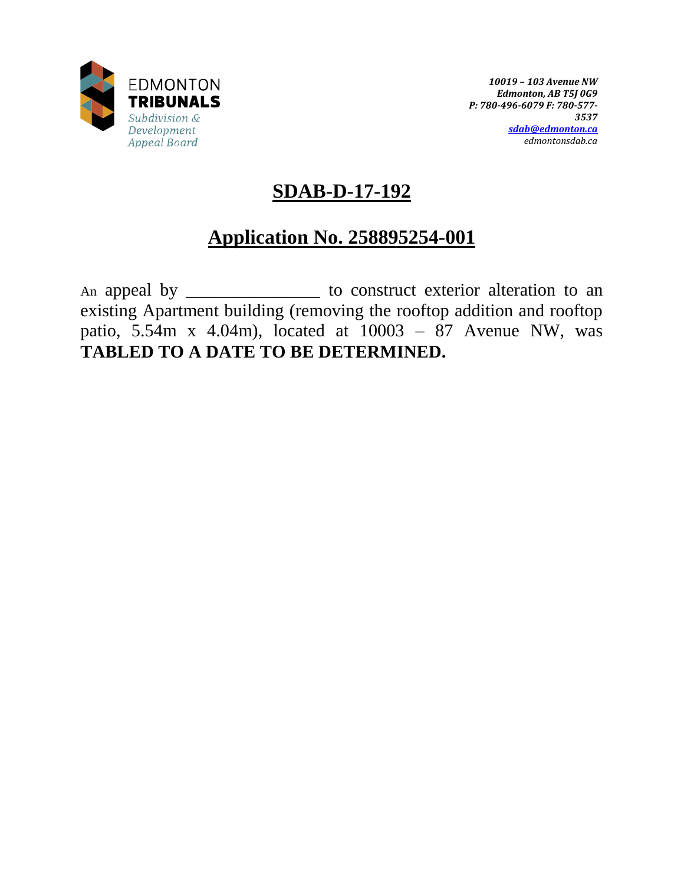EDMONTON
**TRIBUNALS**
*Subdivision &*
*Development*
*Appeal Board*

***10019 – 103 Avenue NW***
***Edmonton, AB T5J 0G9***
***P: 780-496-6079 F: 780-577-3537***
***sdab@edmonton.ca***
*edmontonsdab.ca*

# SDAB-D-17-192

## Application No. 258895254-001

An appeal by _______________ to construct exterior alteration to an existing Apartment building (removing the rooftop addition and rooftop patio, 5.54m x 4.04m), located at 10003 – 87 Avenue NW, was **TABLED TO A DATE TO BE DETERMINED.**